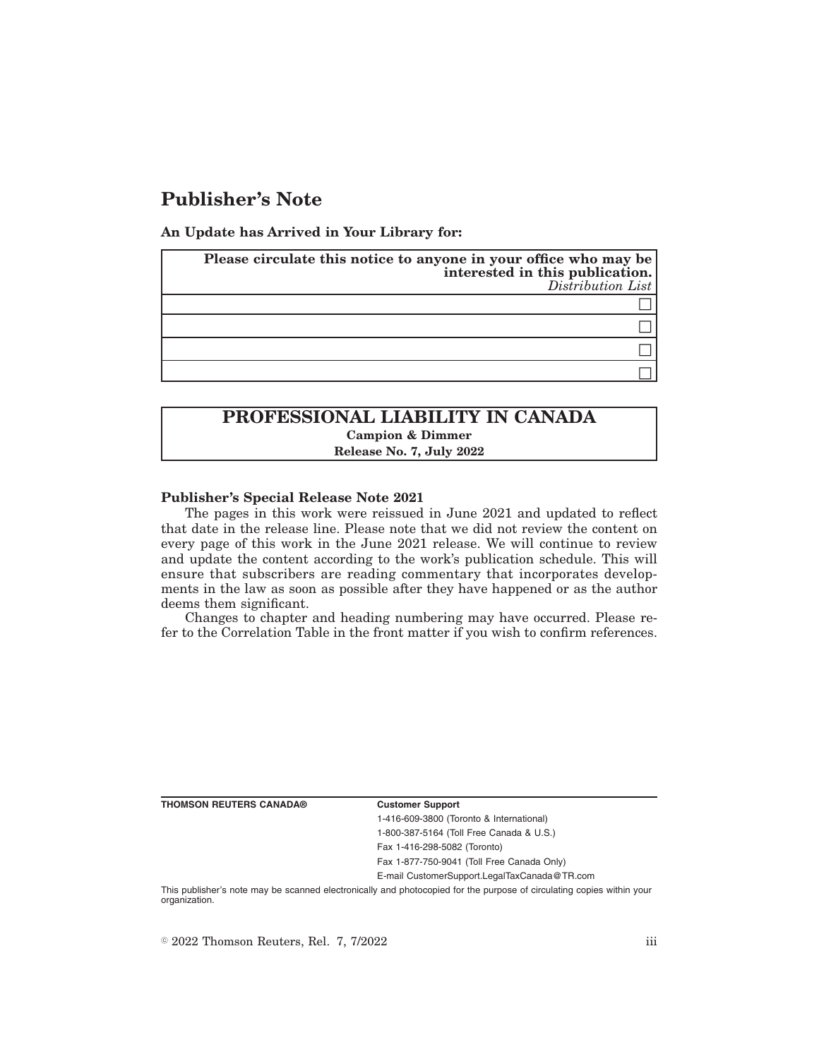# Publisher's Note

**An Update has Arrived in Your Library for:**

| **Please circulate this notice to anyone in your office who may be interested in this publication.** *Distribution List* |
| --- |
| ☐ |
| ☐ |
| ☐ |
| ☐ |

## PROFESSIONAL LIABILITY IN CANADA

**Campion & Dimmer**

**Release No. 7, July 2022**

**Publisher's Special Release Note 2021**

The pages in this work were reissued in June 2021 and updated to reflect that date in the release line. Please note that we did not review the content on every page of this work in the June 2021 release. We will continue to review and update the content according to the work's publication schedule. This will ensure that subscribers are reading commentary that incorporates developments in the law as soon as possible after they have happened or as the author deems them significant.

Changes to chapter and heading numbering may have occurred. Please refer to the Correlation Table in the front matter if you wish to confirm references.

**THOMSON REUTERS CANADA®**

**Customer Support**

1-416-609-3800 (Toronto & International)

1-800-387-5164 (Toll Free Canada & U.S.)

Fax 1-416-298-5082 (Toronto)

Fax 1-877-750-9041 (Toll Free Canada Only)

E-mail CustomerSupport.LegalTaxCanada@TR.com

This publisher's note may be scanned electronically and photocopied for the purpose of circulating copies within your organization.

© 2022 Thomson Reuters, Rel. 7, 7/2022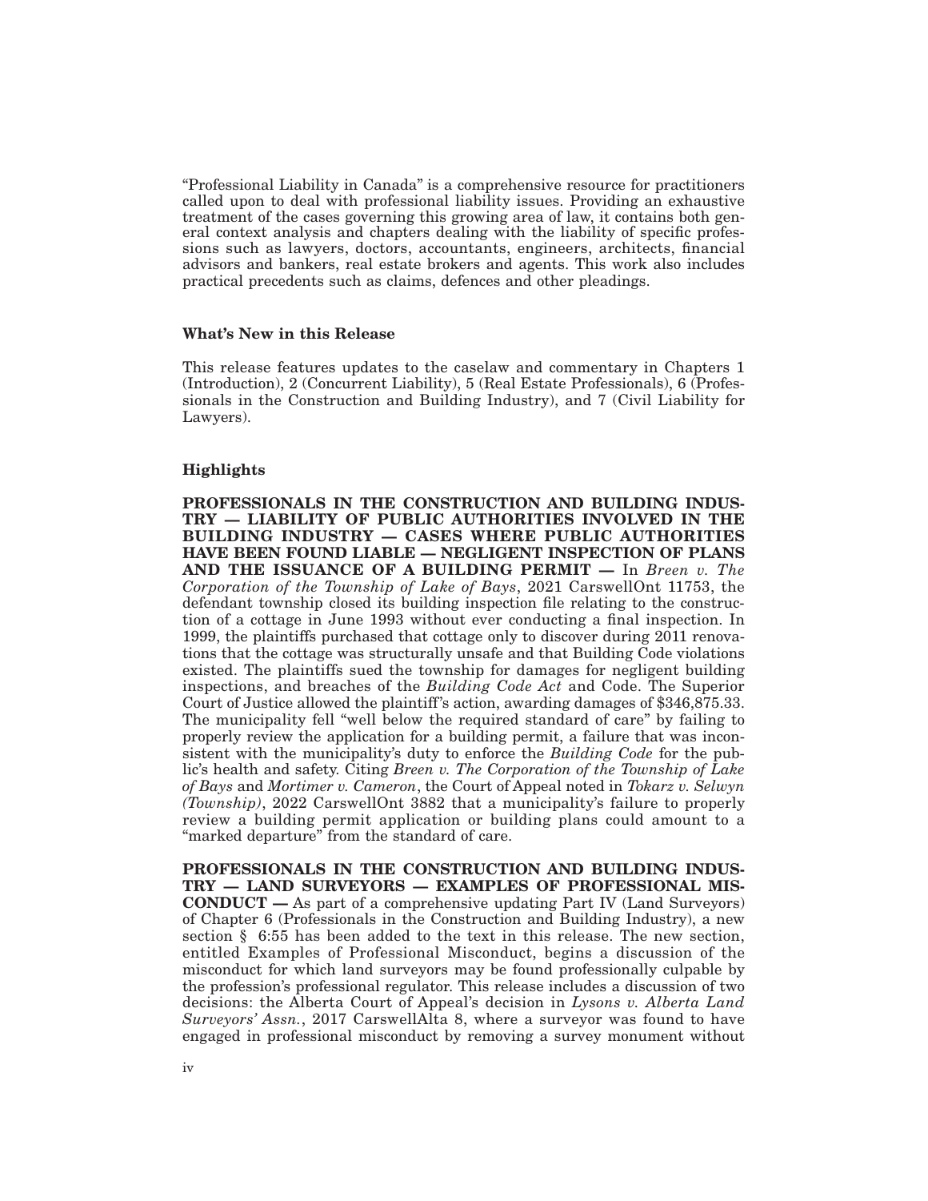"Professional Liability in Canada" is a comprehensive resource for practitioners called upon to deal with professional liability issues. Providing an exhaustive treatment of the cases governing this growing area of law, it contains both general context analysis and chapters dealing with the liability of specific professions such as lawyers, doctors, accountants, engineers, architects, financial advisors and bankers, real estate brokers and agents. This work also includes practical precedents such as claims, defences and other pleadings.

### What's New in this Release

This release features updates to the caselaw and commentary in Chapters 1 (Introduction), 2 (Concurrent Liability), 5 (Real Estate Professionals), 6 (Professionals in the Construction and Building Industry), and 7 (Civil Liability for Lawyers).

### Highlights

**PROFESSIONALS IN THE CONSTRUCTION AND BUILDING INDUSTRY — LIABILITY OF PUBLIC AUTHORITIES INVOLVED IN THE BUILDING INDUSTRY — CASES WHERE PUBLIC AUTHORITIES HAVE BEEN FOUND LIABLE — NEGLIGENT INSPECTION OF PLANS AND THE ISSUANCE OF A BUILDING PERMIT —** In *Breen v. The Corporation of the Township of Lake of Bays*, 2021 CarswellOnt 11753, the defendant township closed its building inspection file relating to the construction of a cottage in June 1993 without ever conducting a final inspection. In 1999, the plaintiffs purchased that cottage only to discover during 2011 renovations that the cottage was structurally unsafe and that Building Code violations existed. The plaintiffs sued the township for damages for negligent building inspections, and breaches of the *Building Code Act* and Code. The Superior Court of Justice allowed the plaintiff's action, awarding damages of $346,875.33. The municipality fell "well below the required standard of care" by failing to properly review the application for a building permit, a failure that was inconsistent with the municipality's duty to enforce the *Building Code* for the public's health and safety. Citing *Breen v. The Corporation of the Township of Lake of Bays* and *Mortimer v. Cameron*, the Court of Appeal noted in *Tokarz v. Selwyn (Township)*, 2022 CarswellOnt 3882 that a municipality's failure to properly review a building permit application or building plans could amount to a "marked departure" from the standard of care.

**PROFESSIONALS IN THE CONSTRUCTION AND BUILDING INDUSTRY — LAND SURVEYORS — EXAMPLES OF PROFESSIONAL MISCONDUCT —** As part of a comprehensive updating Part IV (Land Surveyors) of Chapter 6 (Professionals in the Construction and Building Industry), a new section § 6:55 has been added to the text in this release. The new section, entitled Examples of Professional Misconduct, begins a discussion of the misconduct for which land surveyors may be found professionally culpable by the profession's professional regulator. This release includes a discussion of two decisions: the Alberta Court of Appeal's decision in *Lysons v. Alberta Land Surveyors' Assn.*, 2017 CarswellAlta 8, where a surveyor was found to have engaged in professional misconduct by removing a survey monument without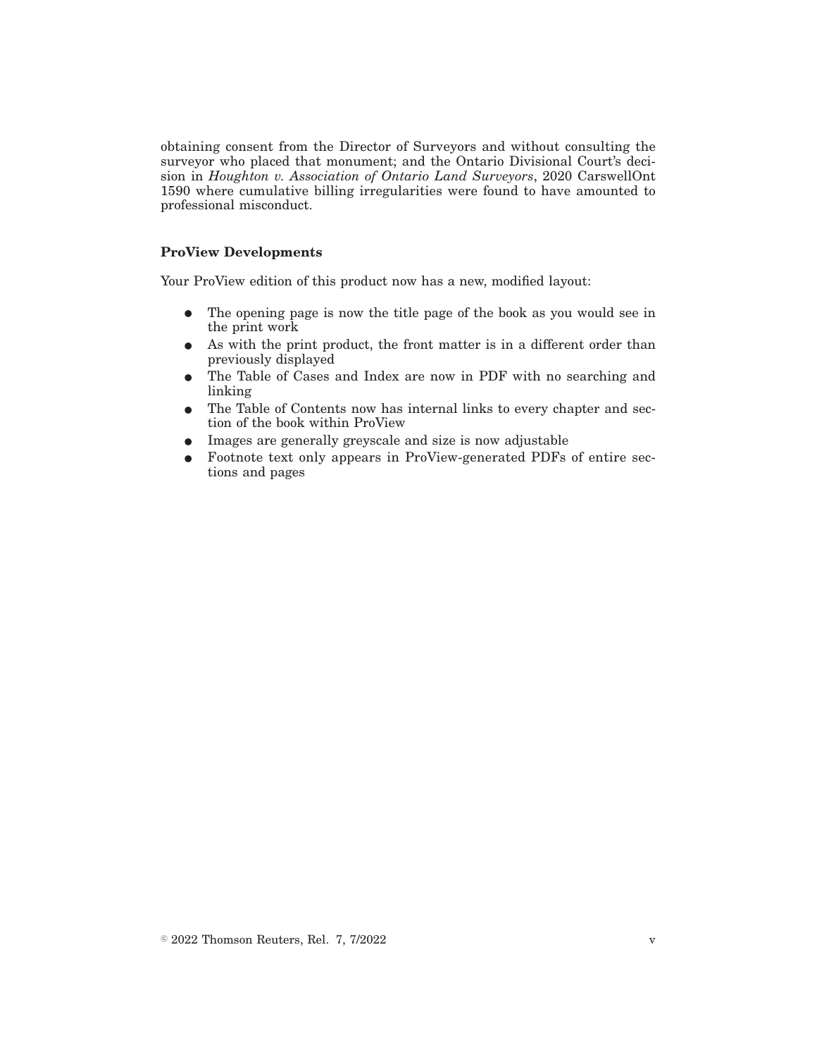obtaining consent from the Director of Surveyors and without consulting the surveyor who placed that monument; and the Ontario Divisional Court's decision in *Houghton v. Association of Ontario Land Surveyors*, 2020 CarswellOnt 1590 where cumulative billing irregularities were found to have amounted to professional misconduct.

**ProView Developments**

Your ProView edition of this product now has a new, modified layout:

- The opening page is now the title page of the book as you would see in the print work
- As with the print product, the front matter is in a different order than previously displayed
- The Table of Cases and Index are now in PDF with no searching and linking
- The Table of Contents now has internal links to every chapter and section of the book within ProView
- Images are generally greyscale and size is now adjustable
- Footnote text only appears in ProView-generated PDFs of entire sections and pages